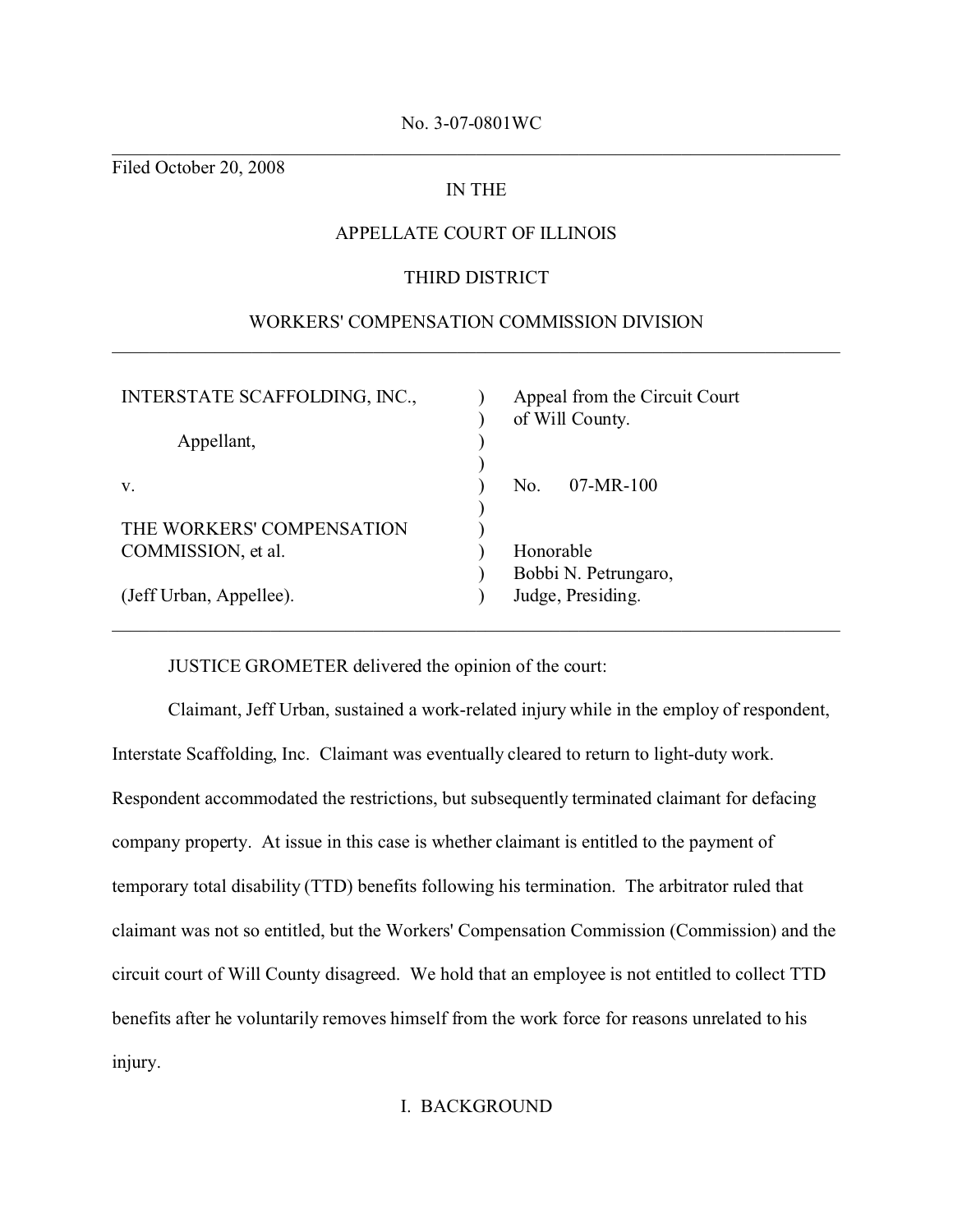No. 3-07-0801WC

---

Filed October 20, 2008

IN THE

APPELLATE COURT OF ILLINOIS

THIRD DISTRICT

WORKERS' COMPENSATION COMMISSION DIVISION

---

| | | |
|---|---|---|
| INTERSTATE SCAFFOLDING, INC., | ) | Appeal from the Circuit Court |
| | ) | of Will County. |
| Appellant, | ) | |
| | ) | |
| v. | ) | No. 07-MR-100 |
| | ) | |
| THE WORKERS' COMPENSATION | ) | |
| COMMISSION, et al. | ) | Honorable |
| | ) | Bobbi N. Petrungaro, |
| (Jeff Urban, Appellee). | ) | Judge, Presiding. |

---

JUSTICE GROMETER delivered the opinion of the court:

Claimant, Jeff Urban, sustained a work-related injury while in the employ of respondent, Interstate Scaffolding, Inc. Claimant was eventually cleared to return to light-duty work. Respondent accommodated the restrictions, but subsequently terminated claimant for defacing company property. At issue in this case is whether claimant is entitled to the payment of temporary total disability (TTD) benefits following his termination. The arbitrator ruled that claimant was not so entitled, but the Workers' Compensation Commission (Commission) and the circuit court of Will County disagreed. We hold that an employee is not entitled to collect TTD benefits after he voluntarily removes himself from the work force for reasons unrelated to his injury.

## I. BACKGROUND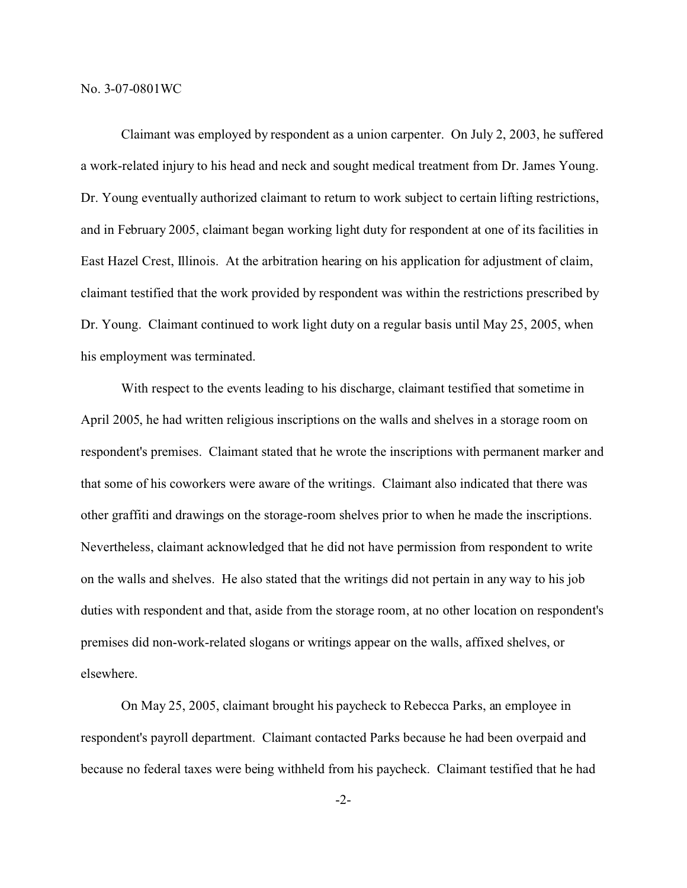No. 3-07-0801WC

Claimant was employed by respondent as a union carpenter. On July 2, 2003, he suffered a work-related injury to his head and neck and sought medical treatment from Dr. James Young. Dr. Young eventually authorized claimant to return to work subject to certain lifting restrictions, and in February 2005, claimant began working light duty for respondent at one of its facilities in East Hazel Crest, Illinois. At the arbitration hearing on his application for adjustment of claim, claimant testified that the work provided by respondent was within the restrictions prescribed by Dr. Young. Claimant continued to work light duty on a regular basis until May 25, 2005, when his employment was terminated.

With respect to the events leading to his discharge, claimant testified that sometime in April 2005, he had written religious inscriptions on the walls and shelves in a storage room on respondent's premises. Claimant stated that he wrote the inscriptions with permanent marker and that some of his coworkers were aware of the writings. Claimant also indicated that there was other graffiti and drawings on the storage-room shelves prior to when he made the inscriptions. Nevertheless, claimant acknowledged that he did not have permission from respondent to write on the walls and shelves. He also stated that the writings did not pertain in any way to his job duties with respondent and that, aside from the storage room, at no other location on respondent's premises did non-work-related slogans or writings appear on the walls, affixed shelves, or elsewhere.

On May 25, 2005, claimant brought his paycheck to Rebecca Parks, an employee in respondent's payroll department. Claimant contacted Parks because he had been overpaid and because no federal taxes were being withheld from his paycheck. Claimant testified that he had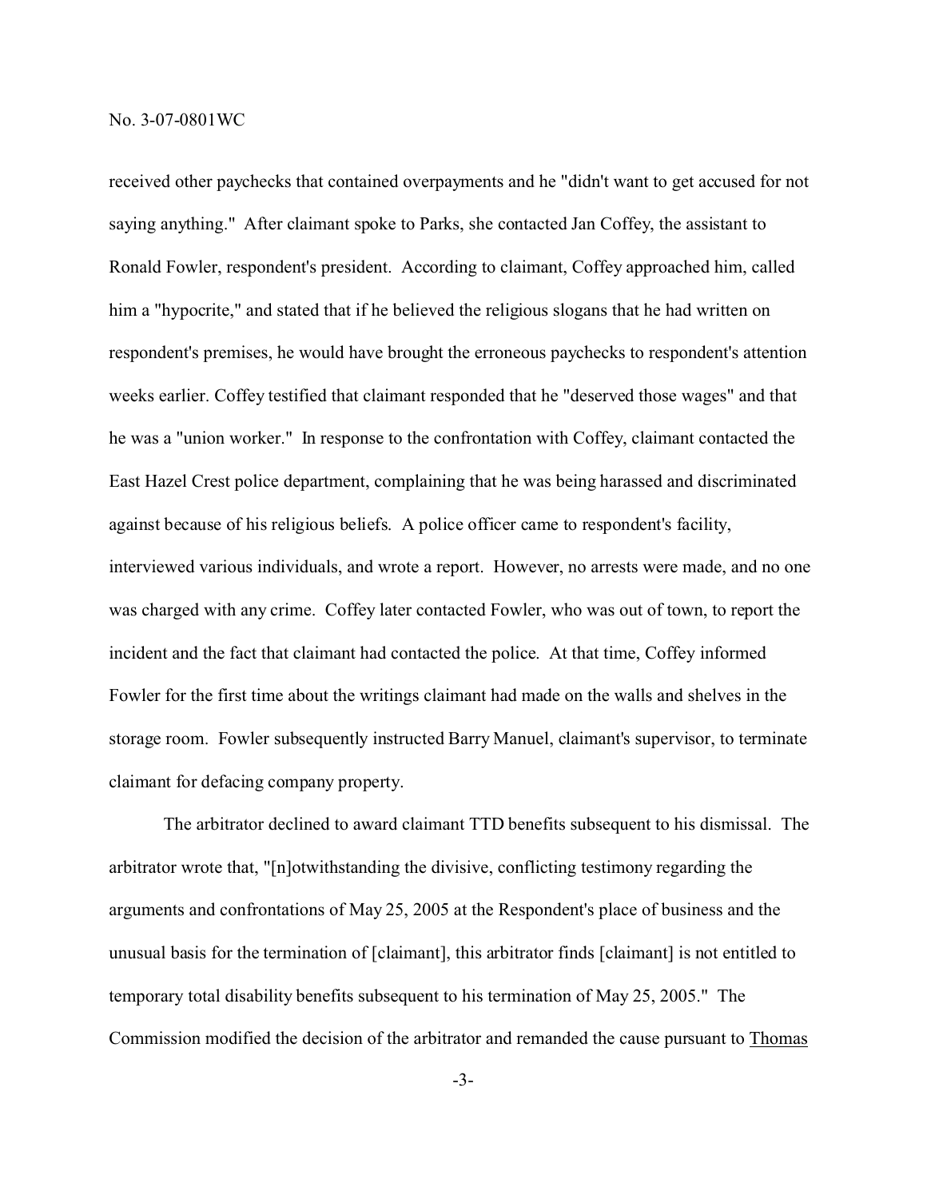received other paychecks that contained overpayments and he "didn't want to get accused for not saying anything." After claimant spoke to Parks, she contacted Jan Coffey, the assistant to Ronald Fowler, respondent's president. According to claimant, Coffey approached him, called him a "hypocrite," and stated that if he believed the religious slogans that he had written on respondent's premises, he would have brought the erroneous paychecks to respondent's attention weeks earlier. Coffey testified that claimant responded that he "deserved those wages" and that he was a "union worker." In response to the confrontation with Coffey, claimant contacted the East Hazel Crest police department, complaining that he was being harassed and discriminated against because of his religious beliefs. A police officer came to respondent's facility, interviewed various individuals, and wrote a report. However, no arrests were made, and no one was charged with any crime. Coffey later contacted Fowler, who was out of town, to report the incident and the fact that claimant had contacted the police. At that time, Coffey informed Fowler for the first time about the writings claimant had made on the walls and shelves in the storage room. Fowler subsequently instructed Barry Manuel, claimant's supervisor, to terminate claimant for defacing company property.

The arbitrator declined to award claimant TTD benefits subsequent to his dismissal. The arbitrator wrote that, "[n]otwithstanding the divisive, conflicting testimony regarding the arguments and confrontations of May 25, 2005 at the Respondent's place of business and the unusual basis for the termination of [claimant], this arbitrator finds [claimant] is not entitled to temporary total disability benefits subsequent to his termination of May 25, 2005." The Commission modified the decision of the arbitrator and remanded the cause pursuant to Thomas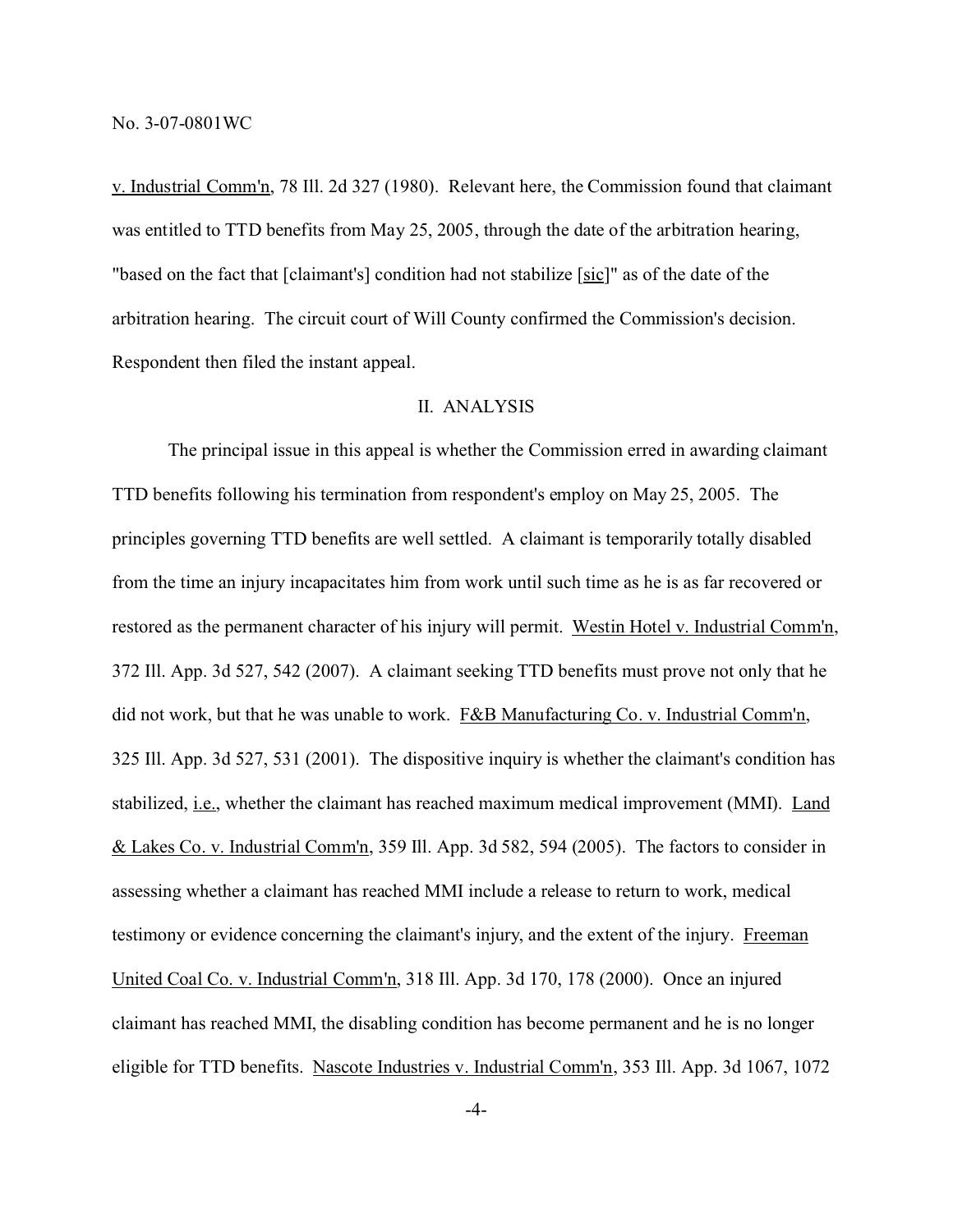v. Industrial Comm'n, 78 Ill. 2d 327 (1980). Relevant here, the Commission found that claimant was entitled to TTD benefits from May 25, 2005, through the date of the arbitration hearing, "based on the fact that [claimant's] condition had not stabilize [sic]" as of the date of the arbitration hearing. The circuit court of Will County confirmed the Commission's decision. Respondent then filed the instant appeal.

## II. ANALYSIS

The principal issue in this appeal is whether the Commission erred in awarding claimant TTD benefits following his termination from respondent's employ on May 25, 2005. The principles governing TTD benefits are well settled. A claimant is temporarily totally disabled from the time an injury incapacitates him from work until such time as he is as far recovered or restored as the permanent character of his injury will permit. Westin Hotel v. Industrial Comm'n, 372 Ill. App. 3d 527, 542 (2007). A claimant seeking TTD benefits must prove not only that he did not work, but that he was unable to work. F&B Manufacturing Co. v. Industrial Comm'n, 325 Ill. App. 3d 527, 531 (2001). The dispositive inquiry is whether the claimant's condition has stabilized, i.e., whether the claimant has reached maximum medical improvement (MMI). Land & Lakes Co. v. Industrial Comm'n, 359 Ill. App. 3d 582, 594 (2005). The factors to consider in assessing whether a claimant has reached MMI include a release to return to work, medical testimony or evidence concerning the claimant's injury, and the extent of the injury. Freeman United Coal Co. v. Industrial Comm'n, 318 Ill. App. 3d 170, 178 (2000). Once an injured claimant has reached MMI, the disabling condition has become permanent and he is no longer eligible for TTD benefits. Nascote Industries v. Industrial Comm'n, 353 Ill. App. 3d 1067, 1072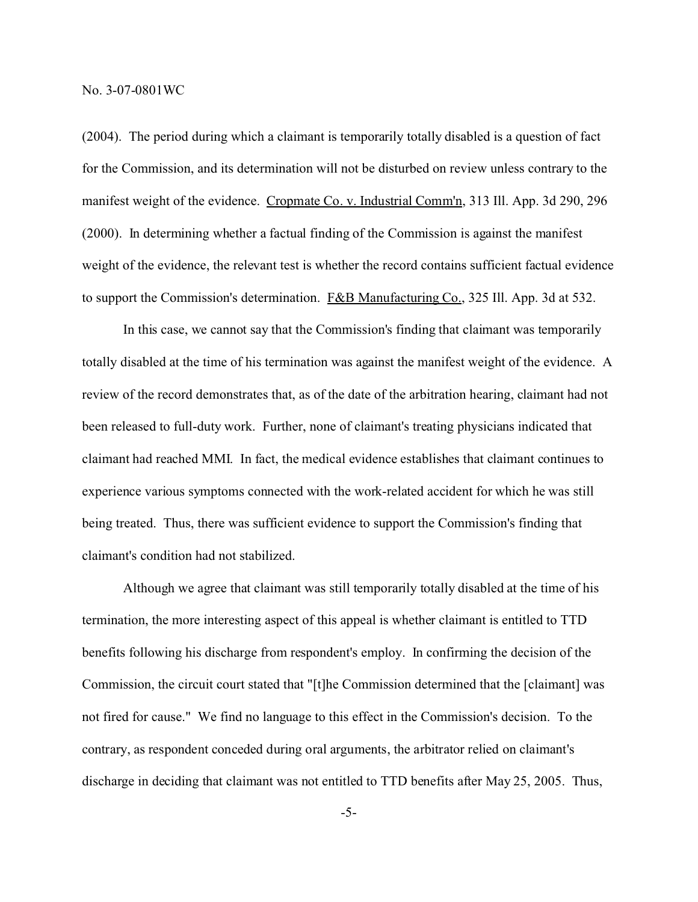(2004). The period during which a claimant is temporarily totally disabled is a question of fact for the Commission, and its determination will not be disturbed on review unless contrary to the manifest weight of the evidence. Cropmate Co. v. Industrial Comm'n, 313 Ill. App. 3d 290, 296 (2000). In determining whether a factual finding of the Commission is against the manifest weight of the evidence, the relevant test is whether the record contains sufficient factual evidence to support the Commission's determination. F&B Manufacturing Co., 325 Ill. App. 3d at 532.

In this case, we cannot say that the Commission's finding that claimant was temporarily totally disabled at the time of his termination was against the manifest weight of the evidence. A review of the record demonstrates that, as of the date of the arbitration hearing, claimant had not been released to full-duty work. Further, none of claimant's treating physicians indicated that claimant had reached MMI. In fact, the medical evidence establishes that claimant continues to experience various symptoms connected with the work-related accident for which he was still being treated. Thus, there was sufficient evidence to support the Commission's finding that claimant's condition had not stabilized.

Although we agree that claimant was still temporarily totally disabled at the time of his termination, the more interesting aspect of this appeal is whether claimant is entitled to TTD benefits following his discharge from respondent's employ. In confirming the decision of the Commission, the circuit court stated that "[t]he Commission determined that the [claimant] was not fired for cause." We find no language to this effect in the Commission's decision. To the contrary, as respondent conceded during oral arguments, the arbitrator relied on claimant's discharge in deciding that claimant was not entitled to TTD benefits after May 25, 2005. Thus,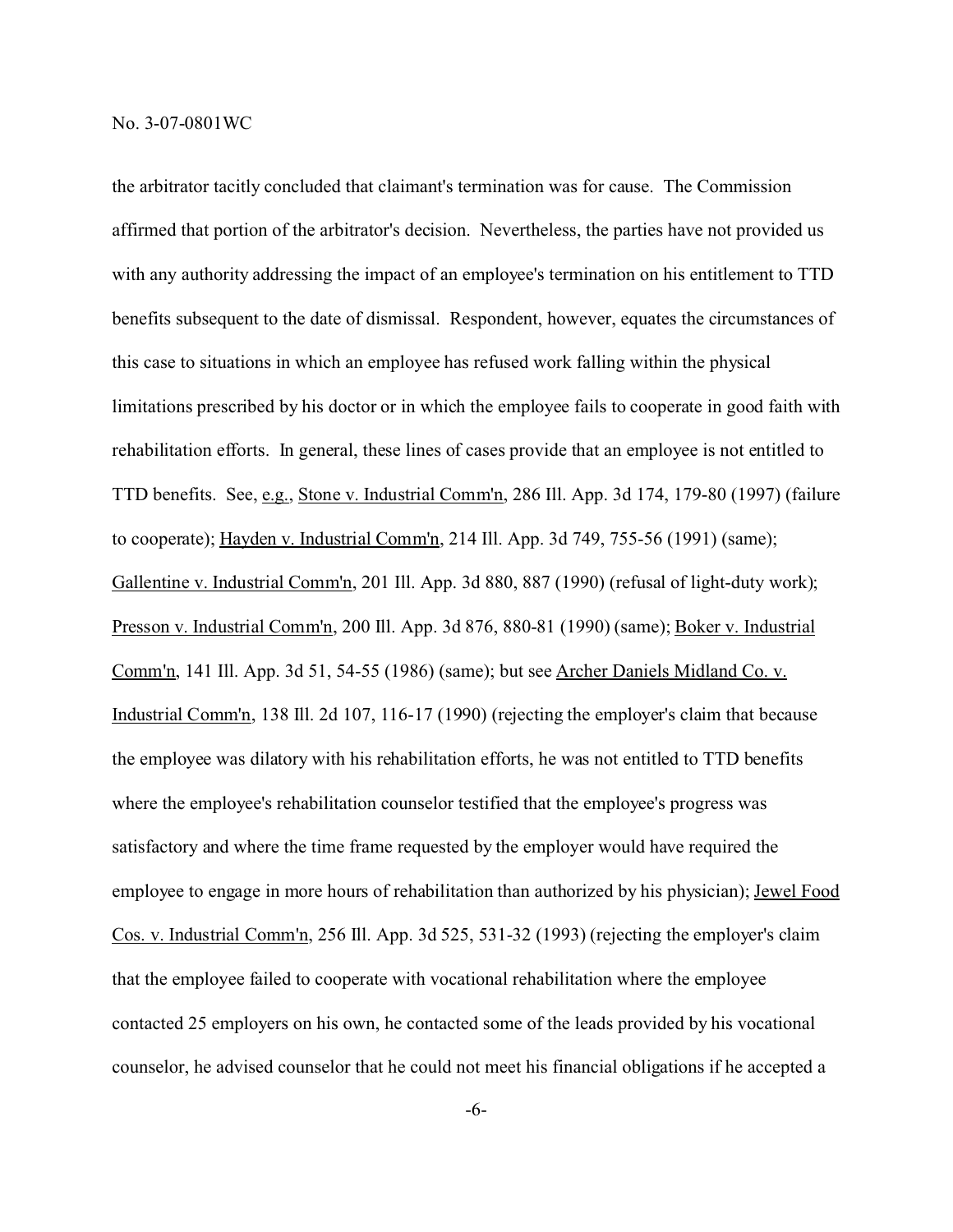the arbitrator tacitly concluded that claimant's termination was for cause. The Commission affirmed that portion of the arbitrator's decision. Nevertheless, the parties have not provided us with any authority addressing the impact of an employee's termination on his entitlement to TTD benefits subsequent to the date of dismissal. Respondent, however, equates the circumstances of this case to situations in which an employee has refused work falling within the physical limitations prescribed by his doctor or in which the employee fails to cooperate in good faith with rehabilitation efforts. In general, these lines of cases provide that an employee is not entitled to TTD benefits. See, e.g., Stone v. Industrial Comm'n, 286 Ill. App. 3d 174, 179-80 (1997) (failure to cooperate); Hayden v. Industrial Comm'n, 214 Ill. App. 3d 749, 755-56 (1991) (same); Gallentine v. Industrial Comm'n, 201 Ill. App. 3d 880, 887 (1990) (refusal of light-duty work); Presson v. Industrial Comm'n, 200 Ill. App. 3d 876, 880-81 (1990) (same); Boker v. Industrial Comm'n, 141 Ill. App. 3d 51, 54-55 (1986) (same); but see Archer Daniels Midland Co. v. Industrial Comm'n, 138 Ill. 2d 107, 116-17 (1990) (rejecting the employer's claim that because the employee was dilatory with his rehabilitation efforts, he was not entitled to TTD benefits where the employee's rehabilitation counselor testified that the employee's progress was satisfactory and where the time frame requested by the employer would have required the employee to engage in more hours of rehabilitation than authorized by his physician); Jewel Food Cos. v. Industrial Comm'n, 256 Ill. App. 3d 525, 531-32 (1993) (rejecting the employer's claim that the employee failed to cooperate with vocational rehabilitation where the employee contacted 25 employers on his own, he contacted some of the leads provided by his vocational counselor, he advised counselor that he could not meet his financial obligations if he accepted a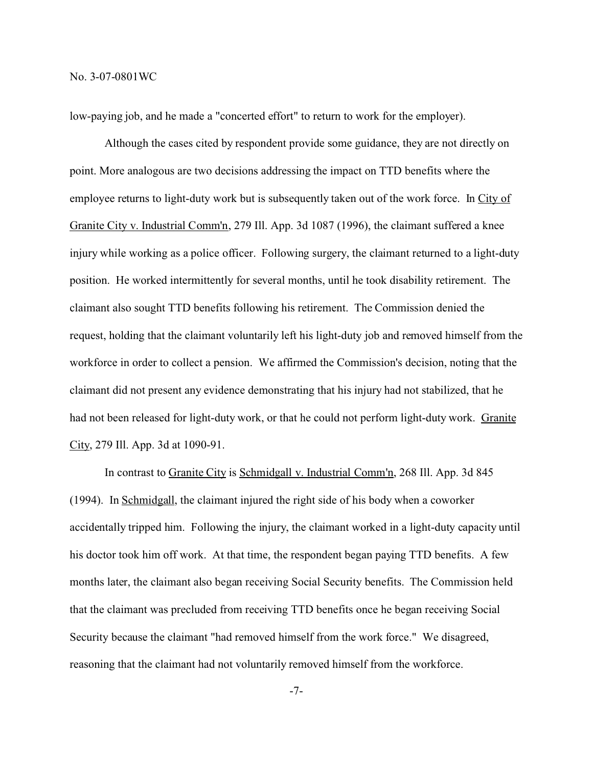low-paying job, and he made a "concerted effort" to return to work for the employer).

Although the cases cited by respondent provide some guidance, they are not directly on point. More analogous are two decisions addressing the impact on TTD benefits where the employee returns to light-duty work but is subsequently taken out of the work force. In City of Granite City v. Industrial Comm'n, 279 Ill. App. 3d 1087 (1996), the claimant suffered a knee injury while working as a police officer. Following surgery, the claimant returned to a light-duty position. He worked intermittently for several months, until he took disability retirement. The claimant also sought TTD benefits following his retirement. The Commission denied the request, holding that the claimant voluntarily left his light-duty job and removed himself from the workforce in order to collect a pension. We affirmed the Commission's decision, noting that the claimant did not present any evidence demonstrating that his injury had not stabilized, that he had not been released for light-duty work, or that he could not perform light-duty work. Granite City, 279 Ill. App. 3d at 1090-91.

In contrast to Granite City is Schmidgall v. Industrial Comm'n, 268 Ill. App. 3d 845 (1994). In Schmidgall, the claimant injured the right side of his body when a coworker accidentally tripped him. Following the injury, the claimant worked in a light-duty capacity until his doctor took him off work. At that time, the respondent began paying TTD benefits. A few months later, the claimant also began receiving Social Security benefits. The Commission held that the claimant was precluded from receiving TTD benefits once he began receiving Social Security because the claimant "had removed himself from the work force." We disagreed, reasoning that the claimant had not voluntarily removed himself from the workforce.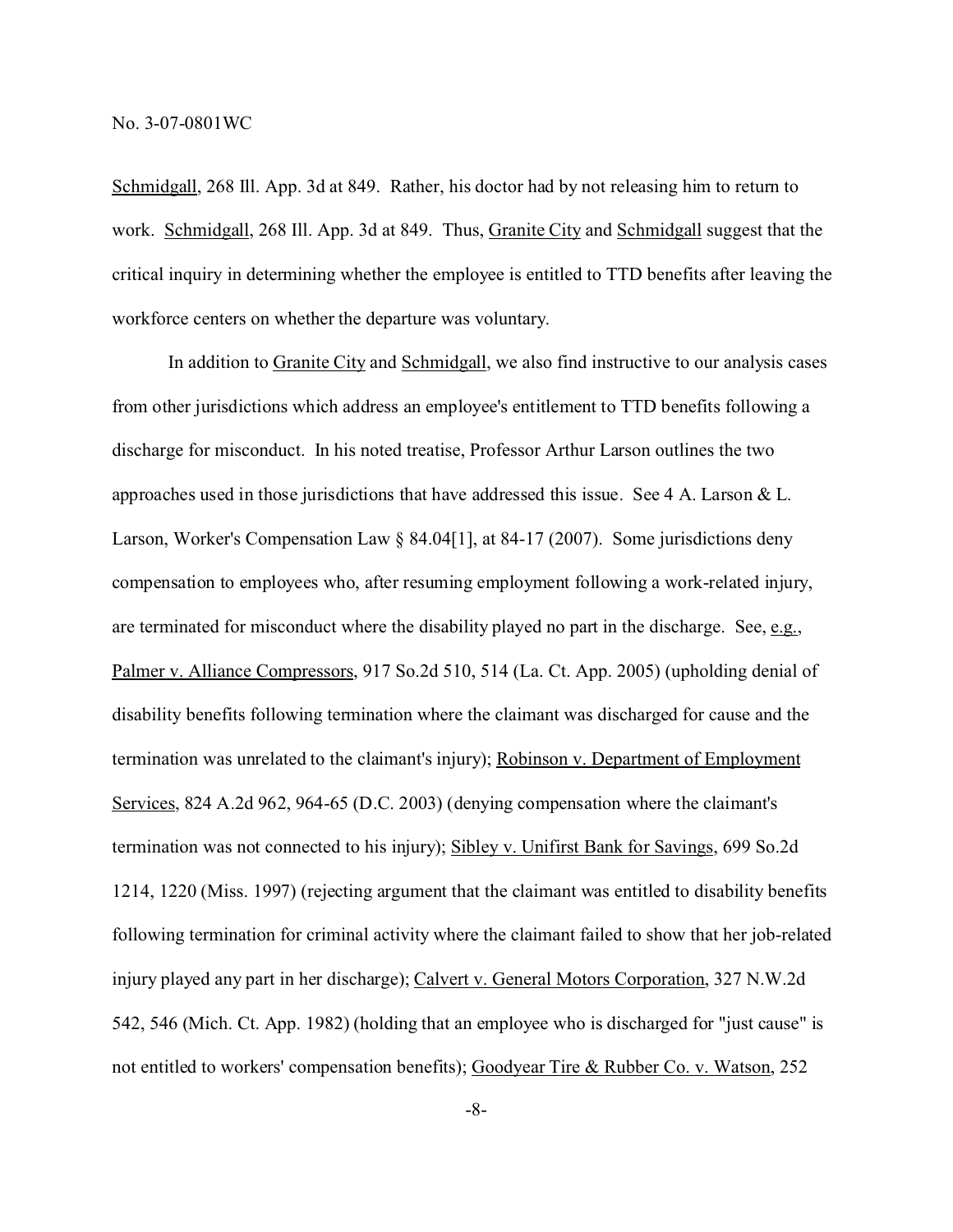Schmidgall, 268 Ill. App. 3d at 849. Rather, his doctor had by not releasing him to return to work. Schmidgall, 268 Ill. App. 3d at 849. Thus, Granite City and Schmidgall suggest that the critical inquiry in determining whether the employee is entitled to TTD benefits after leaving the workforce centers on whether the departure was voluntary.

In addition to Granite City and Schmidgall, we also find instructive to our analysis cases from other jurisdictions which address an employee's entitlement to TTD benefits following a discharge for misconduct. In his noted treatise, Professor Arthur Larson outlines the two approaches used in those jurisdictions that have addressed this issue. See 4 A. Larson & L. Larson, Worker's Compensation Law § 84.04[1], at 84-17 (2007). Some jurisdictions deny compensation to employees who, after resuming employment following a work-related injury, are terminated for misconduct where the disability played no part in the discharge. See, e.g., Palmer v. Alliance Compressors, 917 So.2d 510, 514 (La. Ct. App. 2005) (upholding denial of disability benefits following termination where the claimant was discharged for cause and the termination was unrelated to the claimant's injury); Robinson v. Department of Employment Services, 824 A.2d 962, 964-65 (D.C. 2003) (denying compensation where the claimant's termination was not connected to his injury); Sibley v. Unifirst Bank for Savings, 699 So.2d 1214, 1220 (Miss. 1997) (rejecting argument that the claimant was entitled to disability benefits following termination for criminal activity where the claimant failed to show that her job-related injury played any part in her discharge); Calvert v. General Motors Corporation, 327 N.W.2d 542, 546 (Mich. Ct. App. 1982) (holding that an employee who is discharged for "just cause" is not entitled to workers' compensation benefits); Goodyear Tire & Rubber Co. v. Watson, 252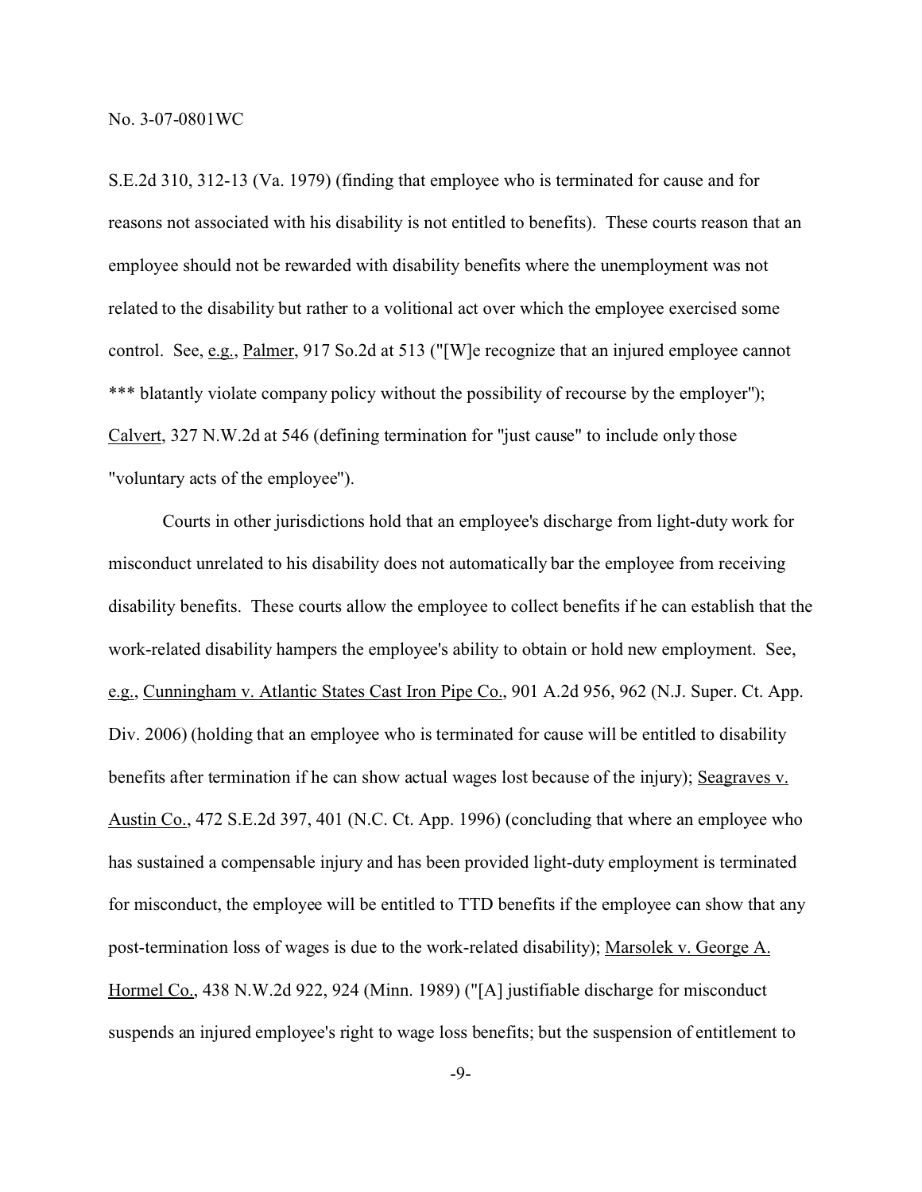S.E.2d 310, 312-13 (Va. 1979) (finding that employee who is terminated for cause and for reasons not associated with his disability is not entitled to benefits). These courts reason that an employee should not be rewarded with disability benefits where the unemployment was not related to the disability but rather to a volitional act over which the employee exercised some control. See, e.g., Palmer, 917 So.2d at 513 ("[W]e recognize that an injured employee cannot *** blatantly violate company policy without the possibility of recourse by the employer"); Calvert, 327 N.W.2d at 546 (defining termination for "just cause" to include only those "voluntary acts of the employee").

Courts in other jurisdictions hold that an employee's discharge from light-duty work for misconduct unrelated to his disability does not automatically bar the employee from receiving disability benefits. These courts allow the employee to collect benefits if he can establish that the work-related disability hampers the employee's ability to obtain or hold new employment. See, e.g., Cunningham v. Atlantic States Cast Iron Pipe Co., 901 A.2d 956, 962 (N.J. Super. Ct. App. Div. 2006) (holding that an employee who is terminated for cause will be entitled to disability benefits after termination if he can show actual wages lost because of the injury); Seagraves v. Austin Co., 472 S.E.2d 397, 401 (N.C. Ct. App. 1996) (concluding that where an employee who has sustained a compensable injury and has been provided light-duty employment is terminated for misconduct, the employee will be entitled to TTD benefits if the employee can show that any post-termination loss of wages is due to the work-related disability); Marsolek v. George A. Hormel Co., 438 N.W.2d 922, 924 (Minn. 1989) ("[A] justifiable discharge for misconduct suspends an injured employee's right to wage loss benefits; but the suspension of entitlement to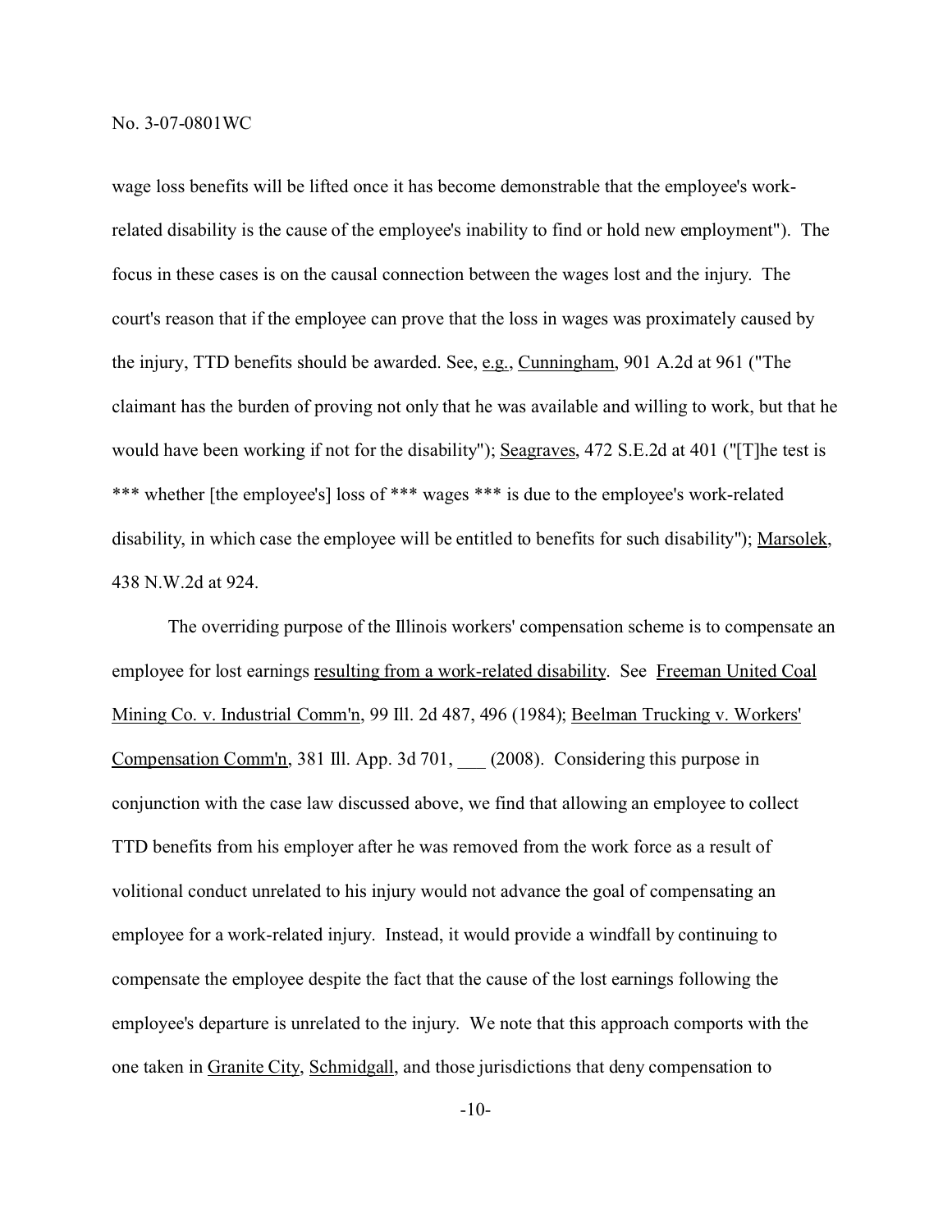wage loss benefits will be lifted once it has become demonstrable that the employee's work-related disability is the cause of the employee's inability to find or hold new employment"). The focus in these cases is on the causal connection between the wages lost and the injury. The court's reason that if the employee can prove that the loss in wages was proximately caused by the injury, TTD benefits should be awarded. See, e.g., Cunningham, 901 A.2d at 961 ("The claimant has the burden of proving not only that he was available and willing to work, but that he would have been working if not for the disability"); Seagraves, 472 S.E.2d at 401 ("[T]he test is *** whether [the employee's] loss of *** wages *** is due to the employee's work-related disability, in which case the employee will be entitled to benefits for such disability"); Marsolek, 438 N.W.2d at 924.

The overriding purpose of the Illinois workers' compensation scheme is to compensate an employee for lost earnings resulting from a work-related disability. See Freeman United Coal Mining Co. v. Industrial Comm'n, 99 Ill. 2d 487, 496 (1984); Beelman Trucking v. Workers' Compensation Comm'n, 381 Ill. App. 3d 701, ___ (2008). Considering this purpose in conjunction with the case law discussed above, we find that allowing an employee to collect TTD benefits from his employer after he was removed from the work force as a result of volitional conduct unrelated to his injury would not advance the goal of compensating an employee for a work-related injury. Instead, it would provide a windfall by continuing to compensate the employee despite the fact that the cause of the lost earnings following the employee's departure is unrelated to the injury. We note that this approach comports with the one taken in Granite City, Schmidgall, and those jurisdictions that deny compensation to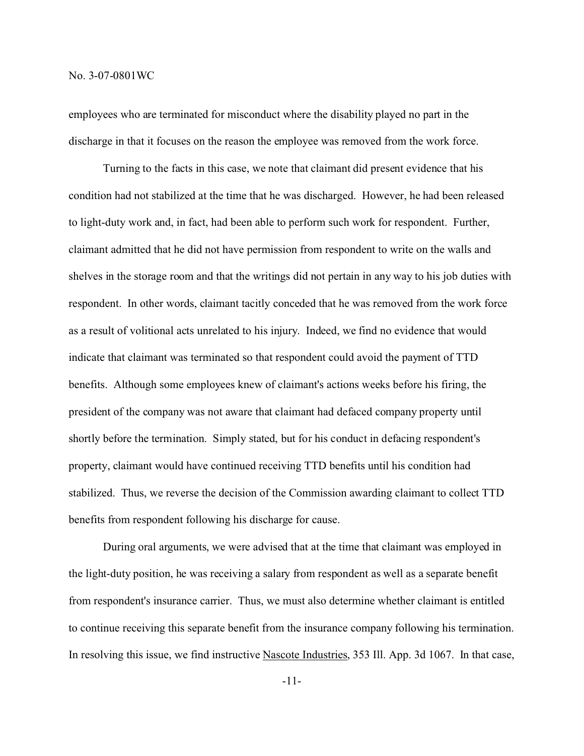employees who are terminated for misconduct where the disability played no part in the discharge in that it focuses on the reason the employee was removed from the work force.

Turning to the facts in this case, we note that claimant did present evidence that his condition had not stabilized at the time that he was discharged. However, he had been released to light-duty work and, in fact, had been able to perform such work for respondent. Further, claimant admitted that he did not have permission from respondent to write on the walls and shelves in the storage room and that the writings did not pertain in any way to his job duties with respondent. In other words, claimant tacitly conceded that he was removed from the work force as a result of volitional acts unrelated to his injury. Indeed, we find no evidence that would indicate that claimant was terminated so that respondent could avoid the payment of TTD benefits. Although some employees knew of claimant's actions weeks before his firing, the president of the company was not aware that claimant had defaced company property until shortly before the termination. Simply stated, but for his conduct in defacing respondent's property, claimant would have continued receiving TTD benefits until his condition had stabilized. Thus, we reverse the decision of the Commission awarding claimant to collect TTD benefits from respondent following his discharge for cause.

During oral arguments, we were advised that at the time that claimant was employed in the light-duty position, he was receiving a salary from respondent as well as a separate benefit from respondent's insurance carrier. Thus, we must also determine whether claimant is entitled to continue receiving this separate benefit from the insurance company following his termination. In resolving this issue, we find instructive Nascote Industries, 353 Ill. App. 3d 1067. In that case,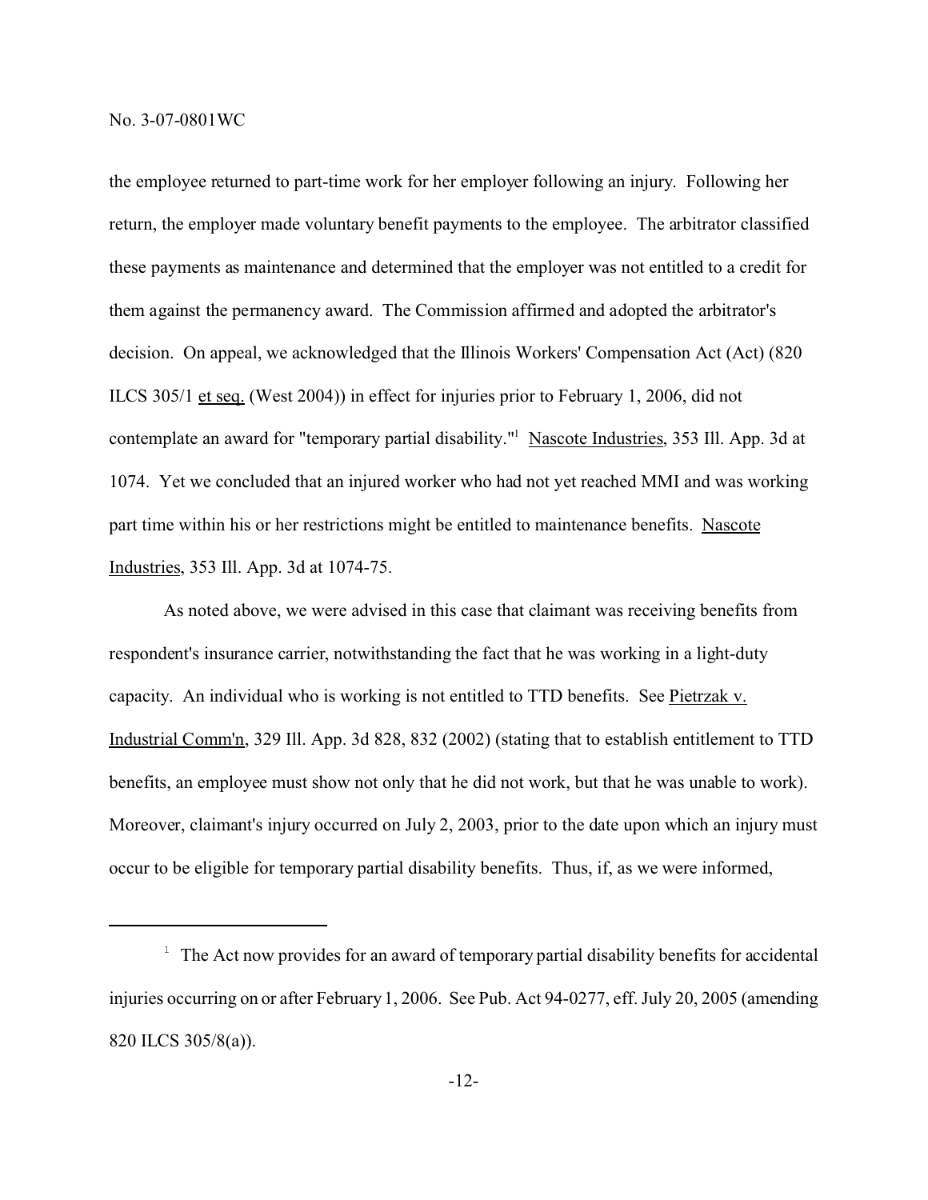the employee returned to part-time work for her employer following an injury. Following her return, the employer made voluntary benefit payments to the employee. The arbitrator classified these payments as maintenance and determined that the employer was not entitled to a credit for them against the permanency award. The Commission affirmed and adopted the arbitrator's decision. On appeal, we acknowledged that the Illinois Workers' Compensation Act (Act) (820 ILCS 305/1 et seq. (West 2004)) in effect for injuries prior to February 1, 2006, did not contemplate an award for "temporary partial disability."[1] Nascote Industries, 353 Ill. App. 3d at 1074. Yet we concluded that an injured worker who had not yet reached MMI and was working part time within his or her restrictions might be entitled to maintenance benefits. Nascote Industries, 353 Ill. App. 3d at 1074-75.

As noted above, we were advised in this case that claimant was receiving benefits from respondent's insurance carrier, notwithstanding the fact that he was working in a light-duty capacity. An individual who is working is not entitled to TTD benefits. See Pietrzak v. Industrial Comm'n, 329 Ill. App. 3d 828, 832 (2002) (stating that to establish entitlement to TTD benefits, an employee must show not only that he did not work, but that he was unable to work). Moreover, claimant's injury occurred on July 2, 2003, prior to the date upon which an injury must occur to be eligible for temporary partial disability benefits. Thus, if, as we were informed,

---

[1] The Act now provides for an award of temporary partial disability benefits for accidental injuries occurring on or after February 1, 2006. See Pub. Act 94-0277, eff. July 20, 2005 (amending 820 ILCS 305/8(a)).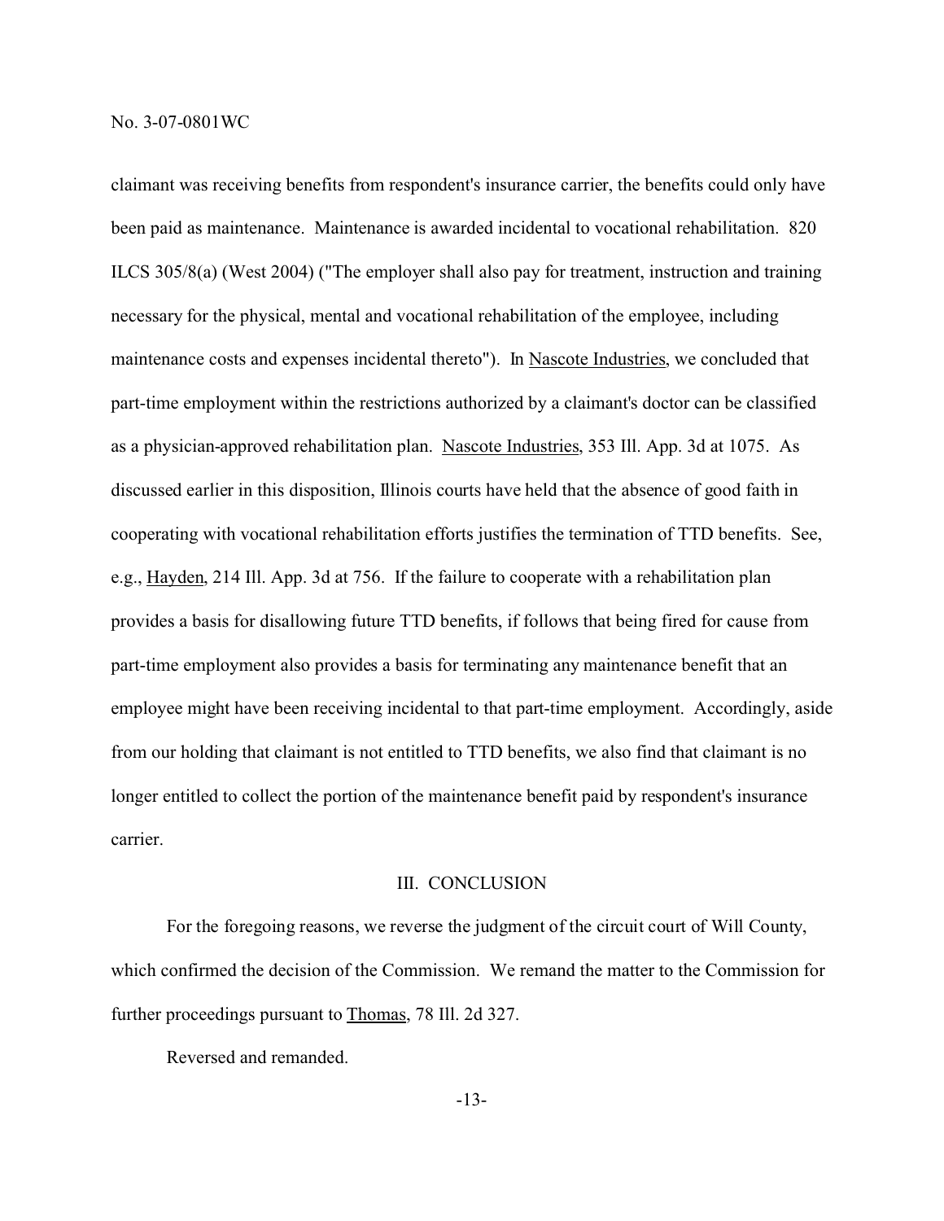claimant was receiving benefits from respondent's insurance carrier, the benefits could only have been paid as maintenance. Maintenance is awarded incidental to vocational rehabilitation. 820 ILCS 305/8(a) (West 2004) ("The employer shall also pay for treatment, instruction and training necessary for the physical, mental and vocational rehabilitation of the employee, including maintenance costs and expenses incidental thereto"). In Nascote Industries, we concluded that part-time employment within the restrictions authorized by a claimant's doctor can be classified as a physician-approved rehabilitation plan. Nascote Industries, 353 Ill. App. 3d at 1075. As discussed earlier in this disposition, Illinois courts have held that the absence of good faith in cooperating with vocational rehabilitation efforts justifies the termination of TTD benefits. See, e.g., Hayden, 214 Ill. App. 3d at 756. If the failure to cooperate with a rehabilitation plan provides a basis for disallowing future TTD benefits, if follows that being fired for cause from part-time employment also provides a basis for terminating any maintenance benefit that an employee might have been receiving incidental to that part-time employment. Accordingly, aside from our holding that claimant is not entitled to TTD benefits, we also find that claimant is no longer entitled to collect the portion of the maintenance benefit paid by respondent's insurance carrier.

## III. CONCLUSION

For the foregoing reasons, we reverse the judgment of the circuit court of Will County, which confirmed the decision of the Commission. We remand the matter to the Commission for further proceedings pursuant to Thomas, 78 Ill. 2d 327.

Reversed and remanded.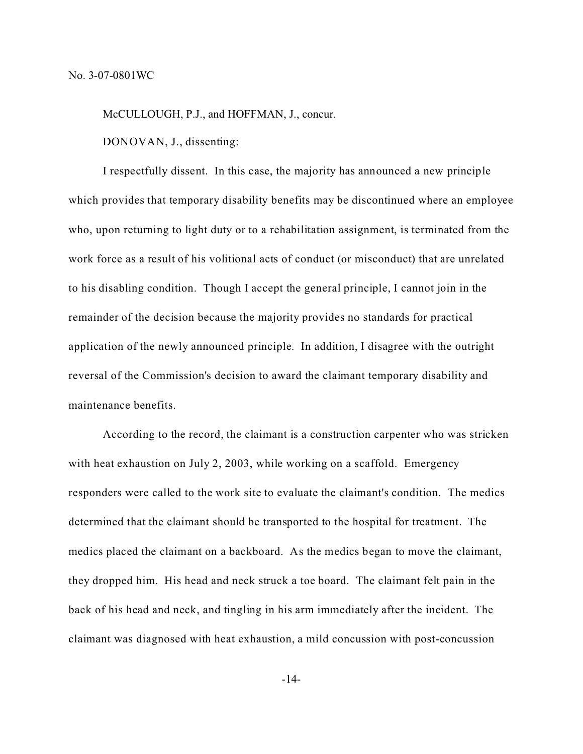No. 3-07-0801WC

McCULLOUGH, P.J., and HOFFMAN, J., concur.

DONOVAN, J., dissenting:

I respectfully dissent. In this case, the majority has announced a new principle which provides that temporary disability benefits may be discontinued where an employee who, upon returning to light duty or to a rehabilitation assignment, is terminated from the work force as a result of his volitional acts of conduct (or misconduct) that are unrelated to his disabling condition. Though I accept the general principle, I cannot join in the remainder of the decision because the majority provides no standards for practical application of the newly announced principle. In addition, I disagree with the outright reversal of the Commission's decision to award the claimant temporary disability and maintenance benefits.

According to the record, the claimant is a construction carpenter who was stricken with heat exhaustion on July 2, 2003, while working on a scaffold. Emergency responders were called to the work site to evaluate the claimant's condition. The medics determined that the claimant should be transported to the hospital for treatment. The medics placed the claimant on a backboard. As the medics began to move the claimant, they dropped him. His head and neck struck a toe board. The claimant felt pain in the back of his head and neck, and tingling in his arm immediately after the incident. The claimant was diagnosed with heat exhaustion, a mild concussion with post-concussion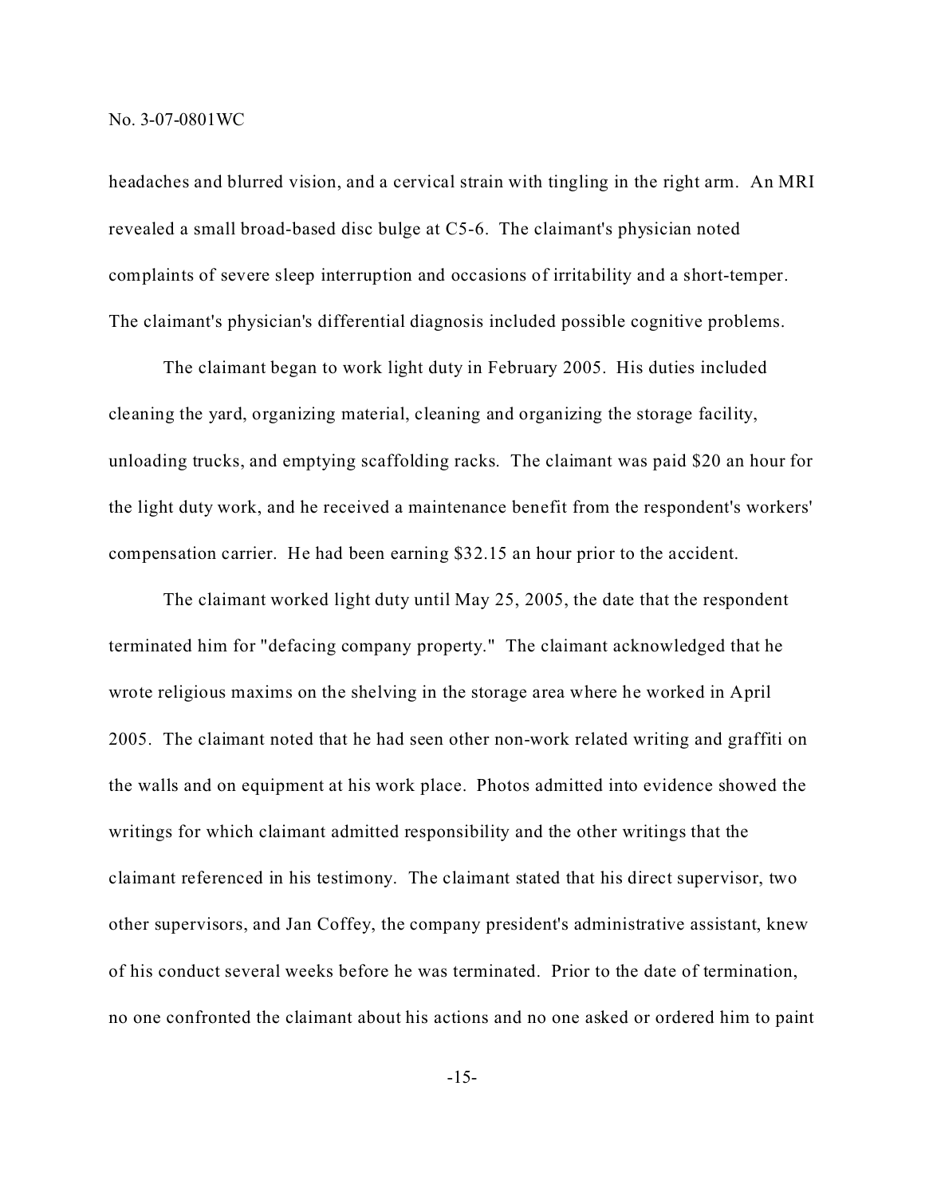headaches and blurred vision, and a cervical strain with tingling in the right arm. An MRI revealed a small broad-based disc bulge at C5-6. The claimant's physician noted complaints of severe sleep interruption and occasions of irritability and a short-temper. The claimant's physician's differential diagnosis included possible cognitive problems.

The claimant began to work light duty in February 2005. His duties included cleaning the yard, organizing material, cleaning and organizing the storage facility, unloading trucks, and emptying scaffolding racks. The claimant was paid $20 an hour for the light duty work, and he received a maintenance benefit from the respondent's workers' compensation carrier. He had been earning $32.15 an hour prior to the accident.

The claimant worked light duty until May 25, 2005, the date that the respondent terminated him for "defacing company property." The claimant acknowledged that he wrote religious maxims on the shelving in the storage area where he worked in April 2005. The claimant noted that he had seen other non-work related writing and graffiti on the walls and on equipment at his work place. Photos admitted into evidence showed the writings for which claimant admitted responsibility and the other writings that the claimant referenced in his testimony. The claimant stated that his direct supervisor, two other supervisors, and Jan Coffey, the company president's administrative assistant, knew of his conduct several weeks before he was terminated. Prior to the date of termination, no one confronted the claimant about his actions and no one asked or ordered him to paint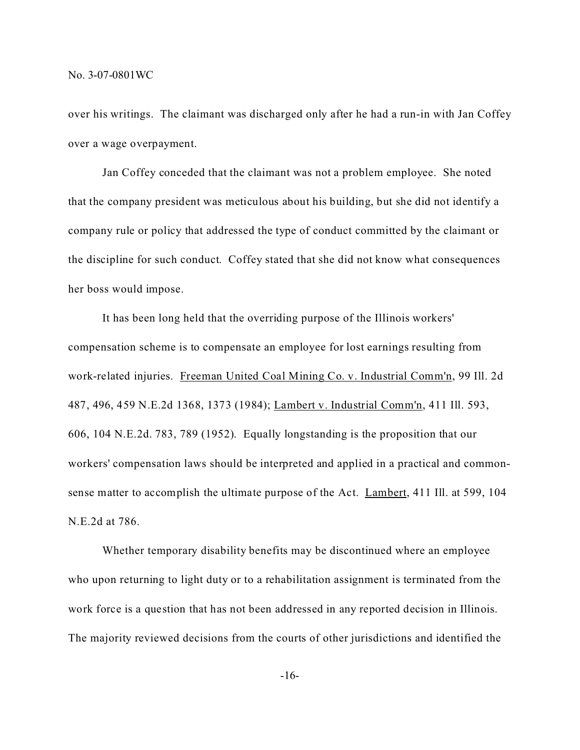over his writings. The claimant was discharged only after he had a run-in with Jan Coffey over a wage overpayment.

Jan Coffey conceded that the claimant was not a problem employee. She noted that the company president was meticulous about his building, but she did not identify a company rule or policy that addressed the type of conduct committed by the claimant or the discipline for such conduct. Coffey stated that she did not know what consequences her boss would impose.

It has been long held that the overriding purpose of the Illinois workers' compensation scheme is to compensate an employee for lost earnings resulting from work-related injuries. Freeman United Coal Mining Co. v. Industrial Comm'n, 99 Ill. 2d 487, 496, 459 N.E.2d 1368, 1373 (1984); Lambert v. Industrial Comm'n, 411 Ill. 593, 606, 104 N.E.2d. 783, 789 (1952). Equally longstanding is the proposition that our workers' compensation laws should be interpreted and applied in a practical and common-sense matter to accomplish the ultimate purpose of the Act. Lambert, 411 Ill. at 599, 104 N.E.2d at 786.

Whether temporary disability benefits may be discontinued where an employee who upon returning to light duty or to a rehabilitation assignment is terminated from the work force is a question that has not been addressed in any reported decision in Illinois. The majority reviewed decisions from the courts of other jurisdictions and identified the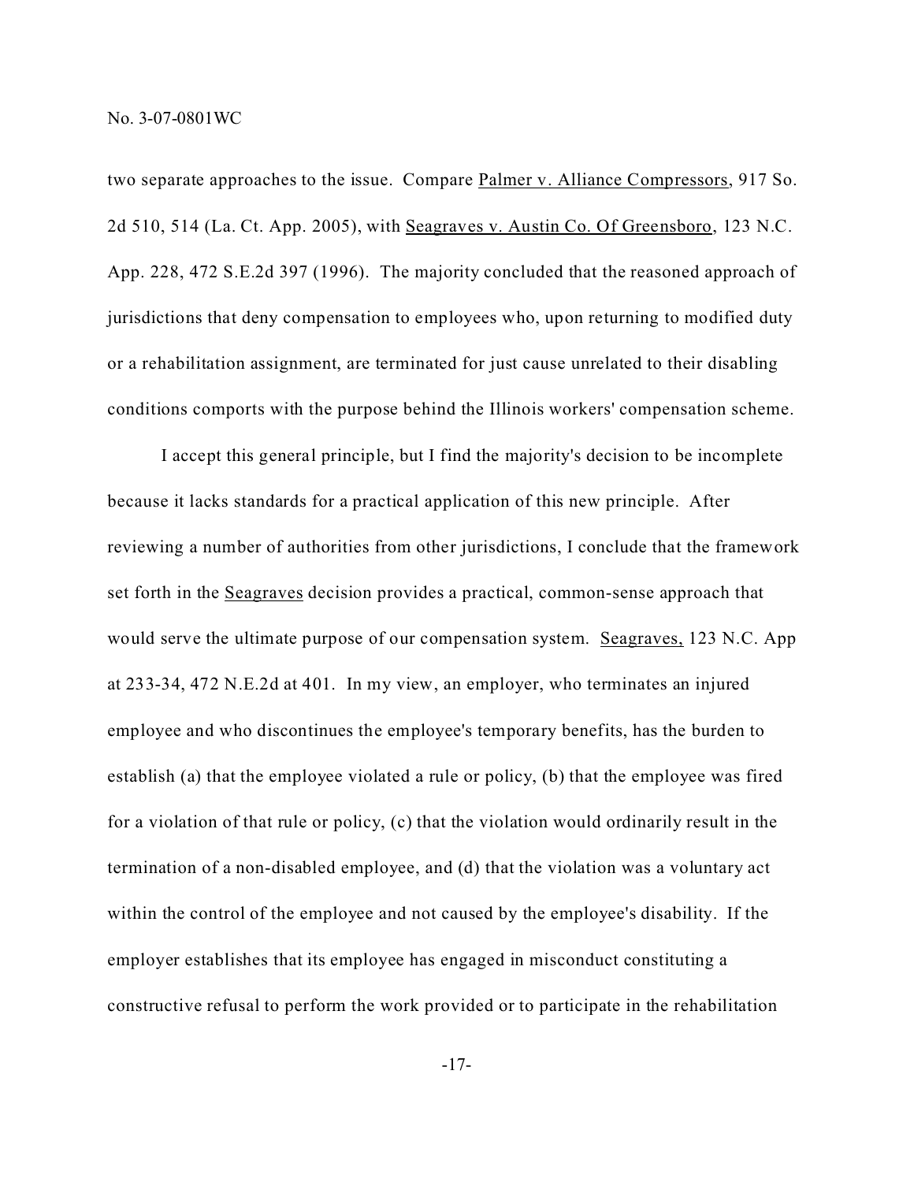two separate approaches to the issue. Compare Palmer v. Alliance Compressors, 917 So. 2d 510, 514 (La. Ct. App. 2005), with Seagraves v. Austin Co. Of Greensboro, 123 N.C. App. 228, 472 S.E.2d 397 (1996). The majority concluded that the reasoned approach of jurisdictions that deny compensation to employees who, upon returning to modified duty or a rehabilitation assignment, are terminated for just cause unrelated to their disabling conditions comports with the purpose behind the Illinois workers' compensation scheme.

I accept this general principle, but I find the majority's decision to be incomplete because it lacks standards for a practical application of this new principle. After reviewing a number of authorities from other jurisdictions, I conclude that the framework set forth in the Seagraves decision provides a practical, common-sense approach that would serve the ultimate purpose of our compensation system. Seagraves, 123 N.C. App at 233-34, 472 N.E.2d at 401. In my view, an employer, who terminates an injured employee and who discontinues the employee's temporary benefits, has the burden to establish (a) that the employee violated a rule or policy, (b) that the employee was fired for a violation of that rule or policy, (c) that the violation would ordinarily result in the termination of a non-disabled employee, and (d) that the violation was a voluntary act within the control of the employee and not caused by the employee's disability. If the employer establishes that its employee has engaged in misconduct constituting a constructive refusal to perform the work provided or to participate in the rehabilitation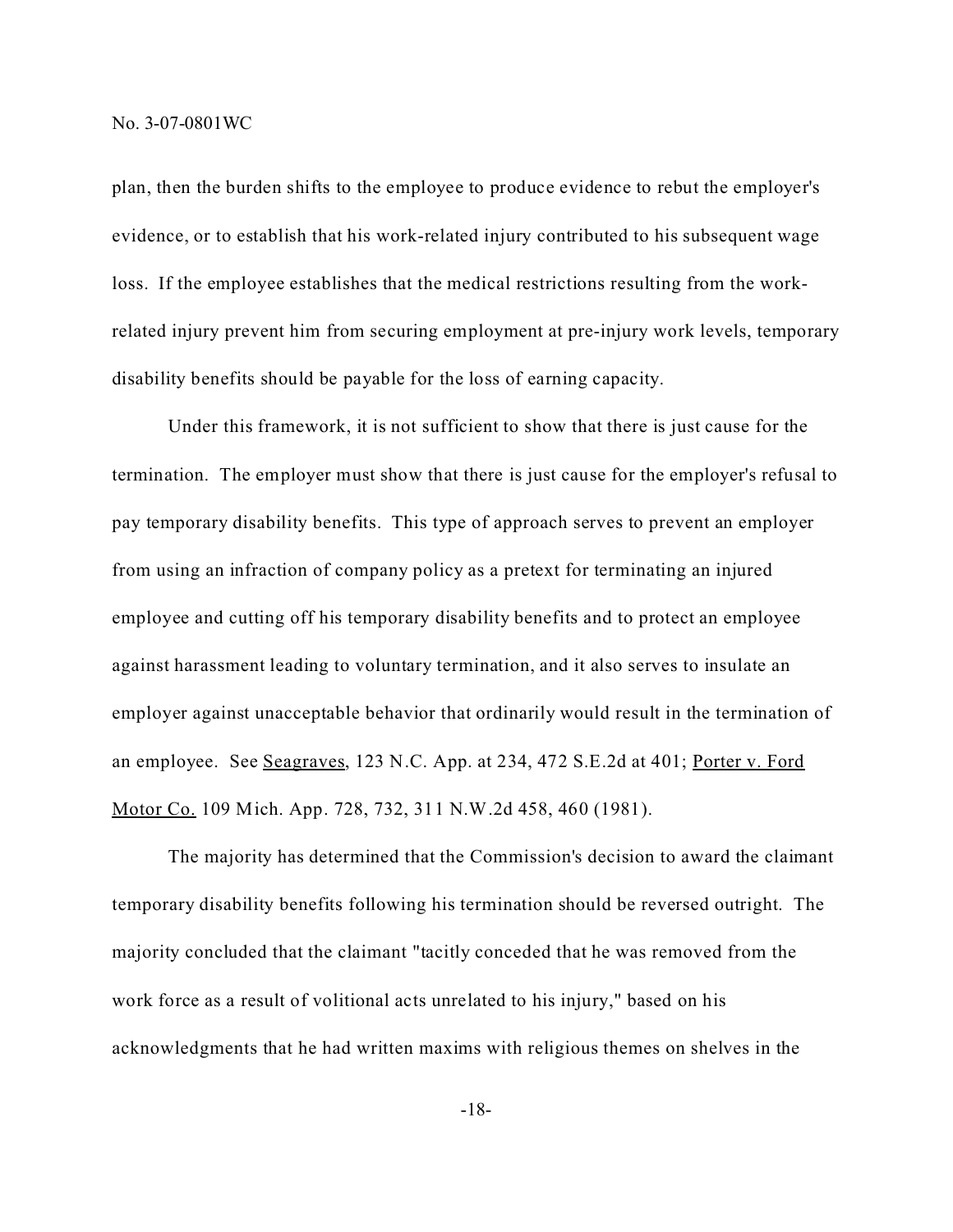plan, then the burden shifts to the employee to produce evidence to rebut the employer's evidence, or to establish that his work-related injury contributed to his subsequent wage loss. If the employee establishes that the medical restrictions resulting from the work-related injury prevent him from securing employment at pre-injury work levels, temporary disability benefits should be payable for the loss of earning capacity.

Under this framework, it is not sufficient to show that there is just cause for the termination. The employer must show that there is just cause for the employer's refusal to pay temporary disability benefits. This type of approach serves to prevent an employer from using an infraction of company policy as a pretext for terminating an injured employee and cutting off his temporary disability benefits and to protect an employee against harassment leading to voluntary termination, and it also serves to insulate an employer against unacceptable behavior that ordinarily would result in the termination of an employee. See Seagraves, 123 N.C. App. at 234, 472 S.E.2d at 401; Porter v. Ford Motor Co. 109 Mich. App. 728, 732, 311 N.W.2d 458, 460 (1981).

The majority has determined that the Commission's decision to award the claimant temporary disability benefits following his termination should be reversed outright. The majority concluded that the claimant "tacitly conceded that he was removed from the work force as a result of volitional acts unrelated to his injury," based on his acknowledgments that he had written maxims with religious themes on shelves in the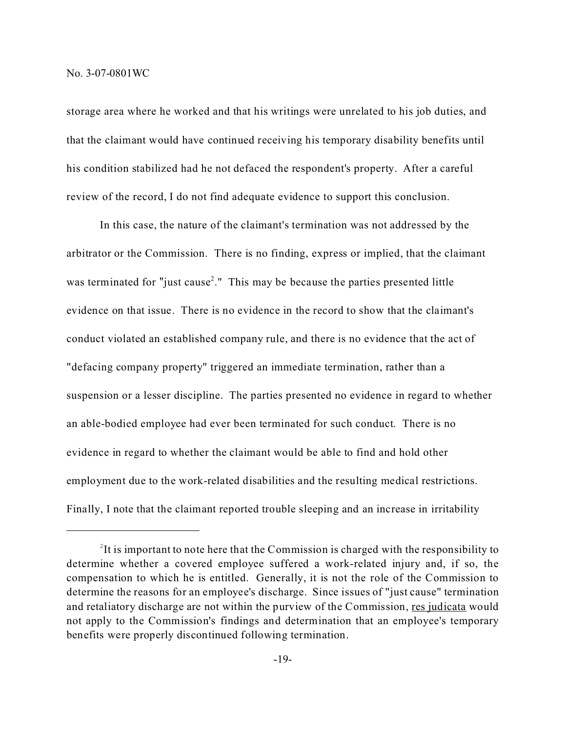storage area where he worked and that his writings were unrelated to his job duties, and that the claimant would have continued receiving his temporary disability benefits until his condition stabilized had he not defaced the respondent's property. After a careful review of the record, I do not find adequate evidence to support this conclusion.

In this case, the nature of the claimant's termination was not addressed by the arbitrator or the Commission. There is no finding, express or implied, that the claimant was terminated for "just cause[2]." This may be because the parties presented little evidence on that issue. There is no evidence in the record to show that the claimant's conduct violated an established company rule, and there is no evidence that the act of "defacing company property" triggered an immediate termination, rather than a suspension or a lesser discipline. The parties presented no evidence in regard to whether an able-bodied employee had ever been terminated for such conduct. There is no evidence in regard to whether the claimant would be able to find and hold other employment due to the work-related disabilities and the resulting medical restrictions. Finally, I note that the claimant reported trouble sleeping and an increase in irritability

---

[2]It is important to note here that the Commission is charged with the responsibility to determine whether a covered employee suffered a work-related injury and, if so, the compensation to which he is entitled. Generally, it is not the role of the Commission to determine the reasons for an employee's discharge. Since issues of "just cause" termination and retaliatory discharge are not within the purview of the Commission, res judicata would not apply to the Commission's findings and determination that an employee's temporary benefits were properly discontinued following termination.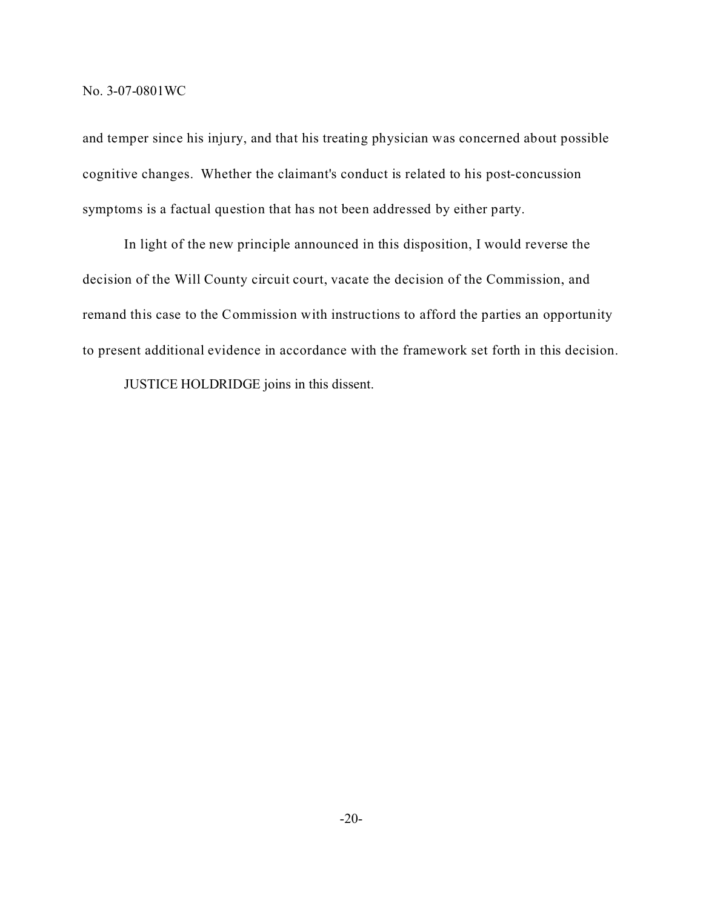and temper since his injury, and that his treating physician was concerned about possible cognitive changes. Whether the claimant's conduct is related to his post-concussion symptoms is a factual question that has not been addressed by either party.

In light of the new principle announced in this disposition, I would reverse the decision of the Will County circuit court, vacate the decision of the Commission, and remand this case to the Commission with instructions to afford the parties an opportunity to present additional evidence in accordance with the framework set forth in this decision.

JUSTICE HOLDRIDGE joins in this dissent.